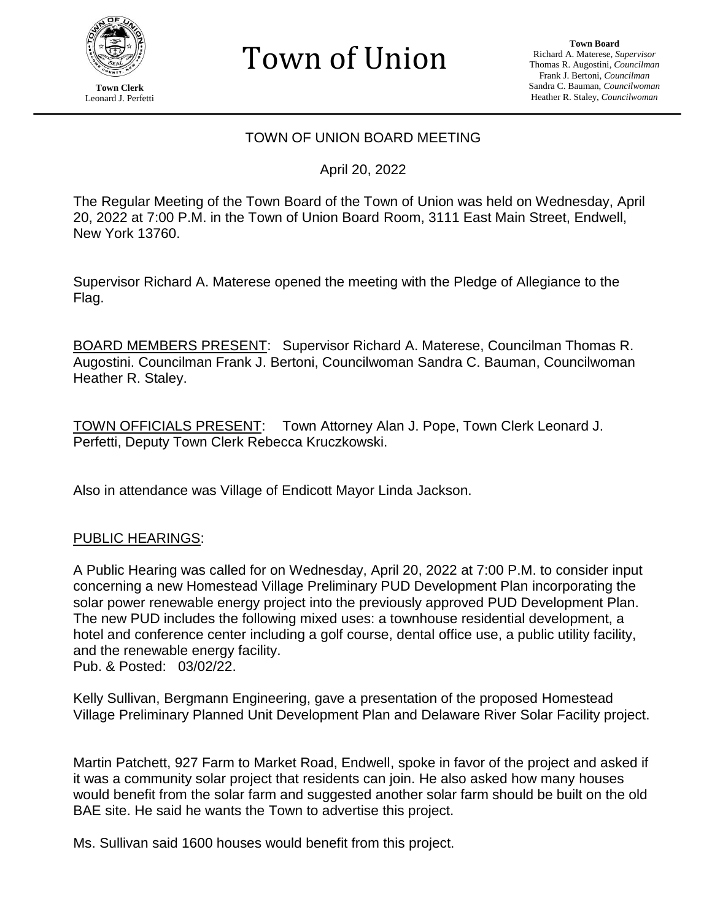# Town of Union

**Town Clerk**
Leonard J. Perfetti

**Town Board**
Richard A. Materese, *Supervisor*
Thomas R. Augostini, *Councilman*
Frank J. Bertoni, *Councilman*
Sandra C. Bauman, *Councilwoman*
Heather R. Staley, *Councilwoman*

## TOWN OF UNION BOARD MEETING

April 20, 2022

The Regular Meeting of the Town Board of the Town of Union was held on Wednesday, April 20, 2022 at 7:00 P.M. in the Town of Union Board Room, 3111 East Main Street, Endwell, New York 13760.

Supervisor Richard A. Materese opened the meeting with the Pledge of Allegiance to the Flag.

BOARD MEMBERS PRESENT: Supervisor Richard A. Materese, Councilman Thomas R. Augostini. Councilman Frank J. Bertoni, Councilwoman Sandra C. Bauman, Councilwoman Heather R. Staley.

TOWN OFFICIALS PRESENT: Town Attorney Alan J. Pope, Town Clerk Leonard J. Perfetti, Deputy Town Clerk Rebecca Kruczkowski.

Also in attendance was Village of Endicott Mayor Linda Jackson.

PUBLIC HEARINGS:

A Public Hearing was called for on Wednesday, April 20, 2022 at 7:00 P.M. to consider input concerning a new Homestead Village Preliminary PUD Development Plan incorporating the solar power renewable energy project into the previously approved PUD Development Plan. The new PUD includes the following mixed uses: a townhouse residential development, a hotel and conference center including a golf course, dental office use, a public utility facility, and the renewable energy facility.
Pub. & Posted: 03/02/22.

Kelly Sullivan, Bergmann Engineering, gave a presentation of the proposed Homestead Village Preliminary Planned Unit Development Plan and Delaware River Solar Facility project.

Martin Patchett, 927 Farm to Market Road, Endwell, spoke in favor of the project and asked if it was a community solar project that residents can join. He also asked how many houses would benefit from the solar farm and suggested another solar farm should be built on the old BAE site. He said he wants the Town to advertise this project.

Ms. Sullivan said 1600 houses would benefit from this project.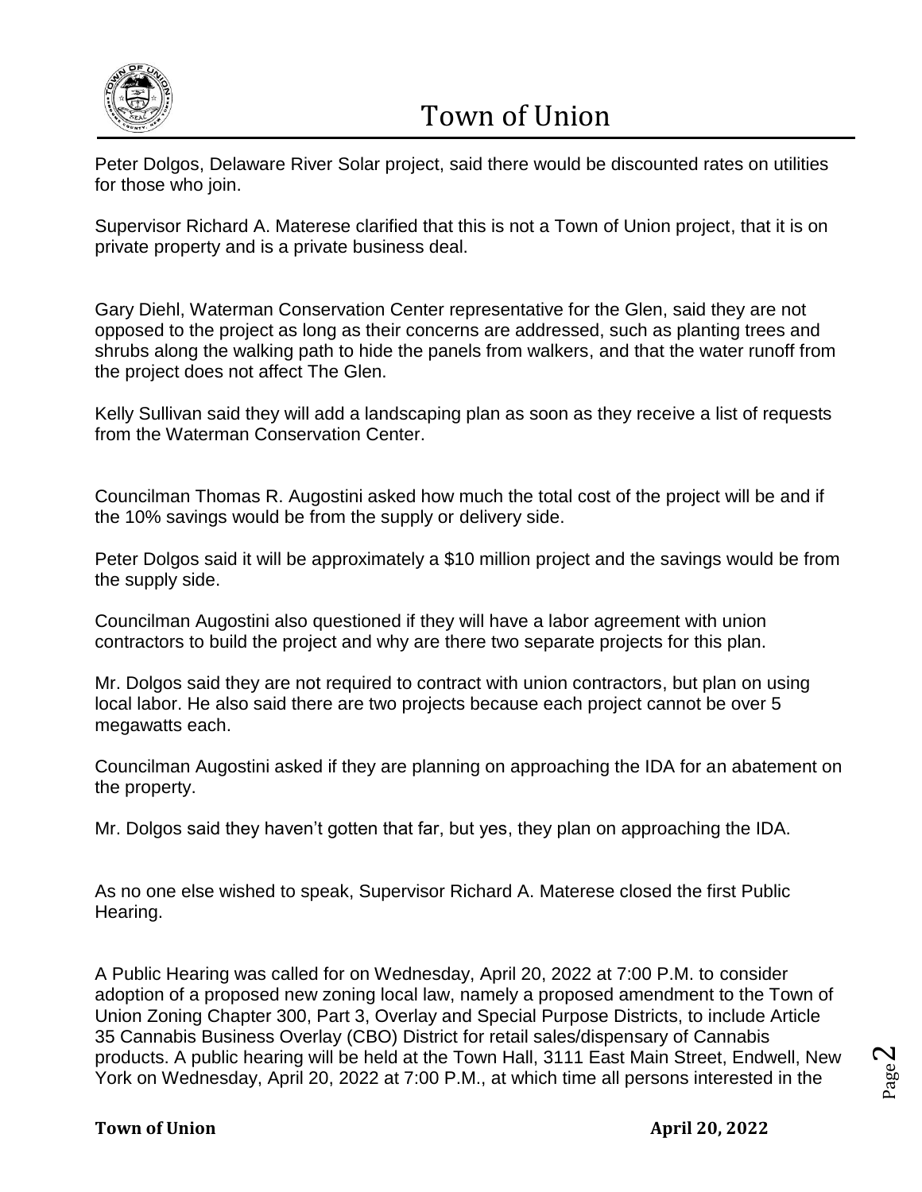Peter Dolgos, Delaware River Solar project, said there would be discounted rates on utilities for those who join.

Supervisor Richard A. Materese clarified that this is not a Town of Union project, that it is on private property and is a private business deal.

Gary Diehl, Waterman Conservation Center representative for the Glen, said they are not opposed to the project as long as their concerns are addressed, such as planting trees and shrubs along the walking path to hide the panels from walkers, and that the water runoff from the project does not affect The Glen.

Kelly Sullivan said they will add a landscaping plan as soon as they receive a list of requests from the Waterman Conservation Center.

Councilman Thomas R. Augostini asked how much the total cost of the project will be and if the 10% savings would be from the supply or delivery side.

Peter Dolgos said it will be approximately a $10 million project and the savings would be from the supply side.

Councilman Augostini also questioned if they will have a labor agreement with union contractors to build the project and why are there two separate projects for this plan.

Mr. Dolgos said they are not required to contract with union contractors, but plan on using local labor. He also said there are two projects because each project cannot be over 5 megawatts each.

Councilman Augostini asked if they are planning on approaching the IDA for an abatement on the property.

Mr. Dolgos said they haven't gotten that far, but yes, they plan on approaching the IDA.

As no one else wished to speak, Supervisor Richard A. Materese closed the first Public Hearing.

A Public Hearing was called for on Wednesday, April 20, 2022 at 7:00 P.M. to consider adoption of a proposed new zoning local law, namely a proposed amendment to the Town of Union Zoning Chapter 300, Part 3, Overlay and Special Purpose Districts, to include Article 35 Cannabis Business Overlay (CBO) District for retail sales/dispensary of Cannabis products. A public hearing will be held at the Town Hall, 3111 East Main Street, Endwell, New York on Wednesday, April 20, 2022 at 7:00 P.M., at which time all persons interested in the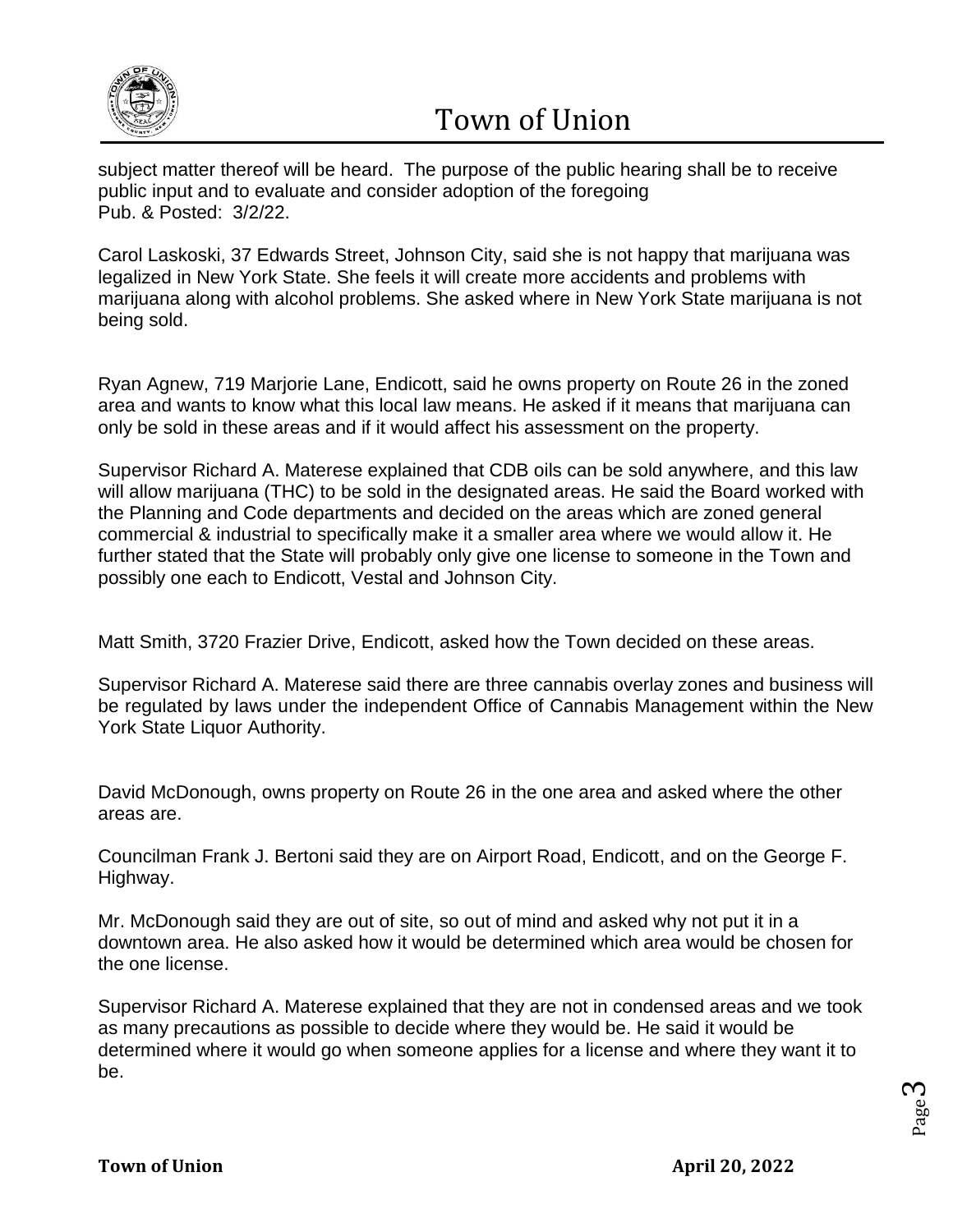subject matter thereof will be heard. The purpose of the public hearing shall be to receive public input and to evaluate and consider adoption of the foregoing
Pub. & Posted: 3/2/22.

Carol Laskoski, 37 Edwards Street, Johnson City, said she is not happy that marijuana was legalized in New York State. She feels it will create more accidents and problems with marijuana along with alcohol problems. She asked where in New York State marijuana is not being sold.

Ryan Agnew, 719 Marjorie Lane, Endicott, said he owns property on Route 26 in the zoned area and wants to know what this local law means. He asked if it means that marijuana can only be sold in these areas and if it would affect his assessment on the property.

Supervisor Richard A. Materese explained that CDB oils can be sold anywhere, and this law will allow marijuana (THC) to be sold in the designated areas. He said the Board worked with the Planning and Code departments and decided on the areas which are zoned general commercial & industrial to specifically make it a smaller area where we would allow it. He further stated that the State will probably only give one license to someone in the Town and possibly one each to Endicott, Vestal and Johnson City.

Matt Smith, 3720 Frazier Drive, Endicott, asked how the Town decided on these areas.

Supervisor Richard A. Materese said there are three cannabis overlay zones and business will be regulated by laws under the independent Office of Cannabis Management within the New York State Liquor Authority.

David McDonough, owns property on Route 26 in the one area and asked where the other areas are.

Councilman Frank J. Bertoni said they are on Airport Road, Endicott, and on the George F. Highway.

Mr. McDonough said they are out of site, so out of mind and asked why not put it in a downtown area. He also asked how it would be determined which area would be chosen for the one license.

Supervisor Richard A. Materese explained that they are not in condensed areas and we took as many precautions as possible to decide where they would be. He said it would be determined where it would go when someone applies for a license and where they want it to be.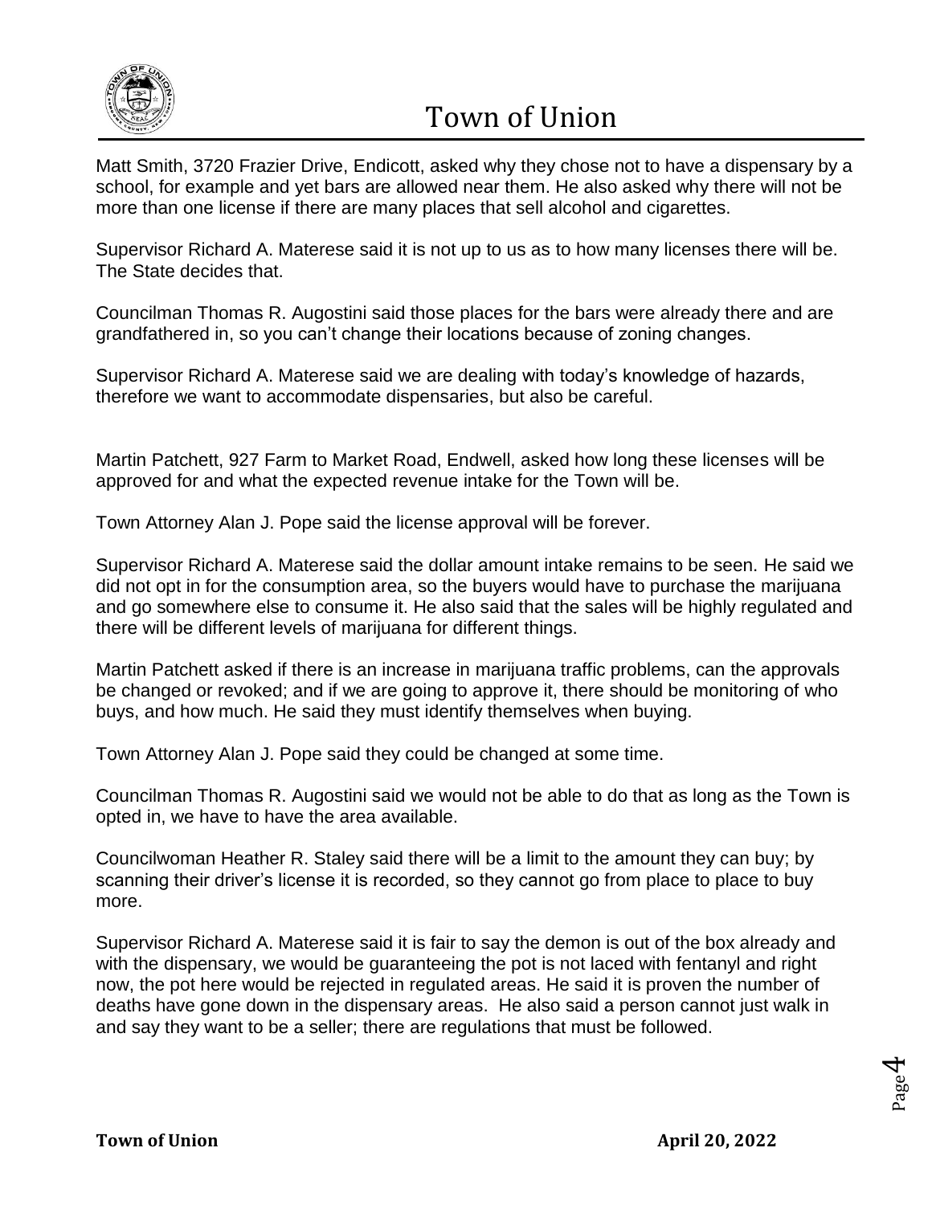Matt Smith, 3720 Frazier Drive, Endicott, asked why they chose not to have a dispensary by a school, for example and yet bars are allowed near them. He also asked why there will not be more than one license if there are many places that sell alcohol and cigarettes.

Supervisor Richard A. Materese said it is not up to us as to how many licenses there will be. The State decides that.

Councilman Thomas R. Augostini said those places for the bars were already there and are grandfathered in, so you can't change their locations because of zoning changes.

Supervisor Richard A. Materese said we are dealing with today's knowledge of hazards, therefore we want to accommodate dispensaries, but also be careful.

Martin Patchett, 927 Farm to Market Road, Endwell, asked how long these licenses will be approved for and what the expected revenue intake for the Town will be.

Town Attorney Alan J. Pope said the license approval will be forever.

Supervisor Richard A. Materese said the dollar amount intake remains to be seen. He said we did not opt in for the consumption area, so the buyers would have to purchase the marijuana and go somewhere else to consume it. He also said that the sales will be highly regulated and there will be different levels of marijuana for different things.

Martin Patchett asked if there is an increase in marijuana traffic problems, can the approvals be changed or revoked; and if we are going to approve it, there should be monitoring of who buys, and how much. He said they must identify themselves when buying.

Town Attorney Alan J. Pope said they could be changed at some time.

Councilman Thomas R. Augostini said we would not be able to do that as long as the Town is opted in, we have to have the area available.

Councilwoman Heather R. Staley said there will be a limit to the amount they can buy; by scanning their driver's license it is recorded, so they cannot go from place to place to buy more.

Supervisor Richard A. Materese said it is fair to say the demon is out of the box already and with the dispensary, we would be guaranteeing the pot is not laced with fentanyl and right now, the pot here would be rejected in regulated areas. He said it is proven the number of deaths have gone down in the dispensary areas. He also said a person cannot just walk in and say they want to be a seller; there are regulations that must be followed.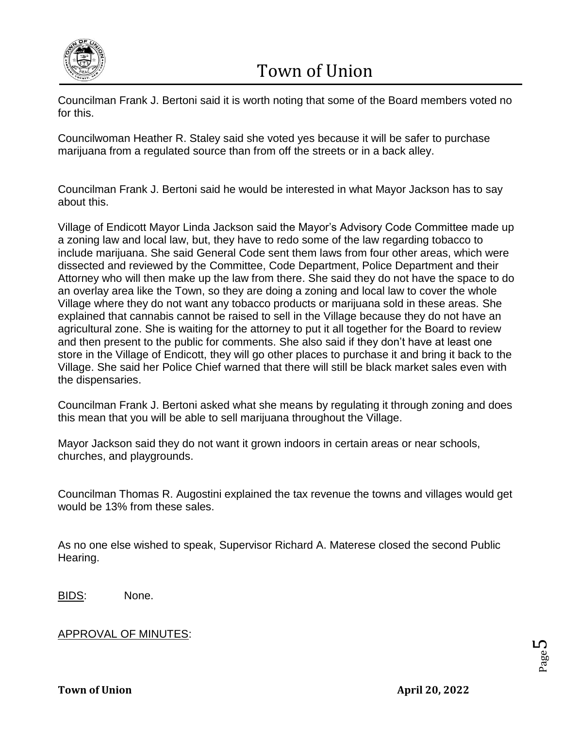Councilman Frank J. Bertoni said it is worth noting that some of the Board members voted no for this.

Councilwoman Heather R. Staley said she voted yes because it will be safer to purchase marijuana from a regulated source than from off the streets or in a back alley.

Councilman Frank J. Bertoni said he would be interested in what Mayor Jackson has to say about this.

Village of Endicott Mayor Linda Jackson said the Mayor's Advisory Code Committee made up a zoning law and local law, but, they have to redo some of the law regarding tobacco to include marijuana. She said General Code sent them laws from four other areas, which were dissected and reviewed by the Committee, Code Department, Police Department and their Attorney who will then make up the law from there. She said they do not have the space to do an overlay area like the Town, so they are doing a zoning and local law to cover the whole Village where they do not want any tobacco products or marijuana sold in these areas. She explained that cannabis cannot be raised to sell in the Village because they do not have an agricultural zone. She is waiting for the attorney to put it all together for the Board to review and then present to the public for comments. She also said if they don't have at least one store in the Village of Endicott, they will go other places to purchase it and bring it back to the Village. She said her Police Chief warned that there will still be black market sales even with the dispensaries.

Councilman Frank J. Bertoni asked what she means by regulating it through zoning and does this mean that you will be able to sell marijuana throughout the Village.

Mayor Jackson said they do not want it grown indoors in certain areas or near schools, churches, and playgrounds.

Councilman Thomas R. Augostini explained the tax revenue the towns and villages would get would be 13% from these sales.

As no one else wished to speak, Supervisor Richard A. Materese closed the second Public Hearing.

BIDS: None.

APPROVAL OF MINUTES: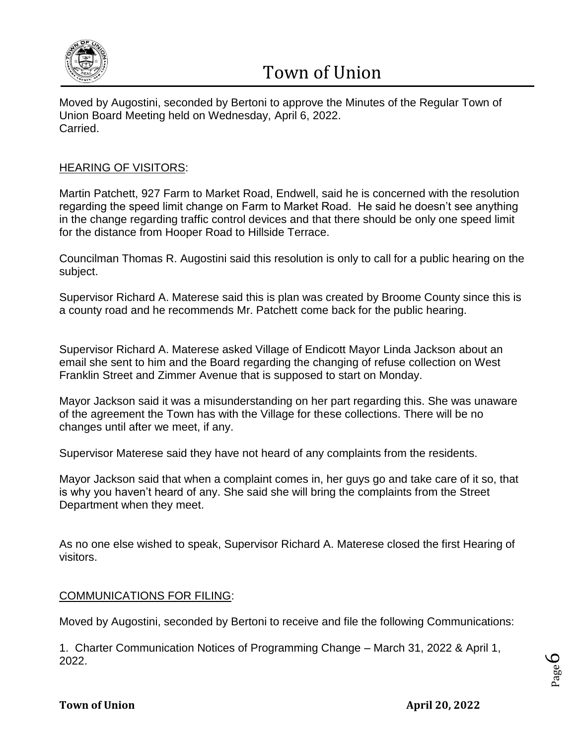Moved by Augostini, seconded by Bertoni to approve the Minutes of the Regular Town of Union Board Meeting held on Wednesday, April 6, 2022.
Carried.

## HEARING OF VISITORS:

Martin Patchett, 927 Farm to Market Road, Endwell, said he is concerned with the resolution regarding the speed limit change on Farm to Market Road. He said he doesn't see anything in the change regarding traffic control devices and that there should be only one speed limit for the distance from Hooper Road to Hillside Terrace.

Councilman Thomas R. Augostini said this resolution is only to call for a public hearing on the subject.

Supervisor Richard A. Materese said this is plan was created by Broome County since this is a county road and he recommends Mr. Patchett come back for the public hearing.

Supervisor Richard A. Materese asked Village of Endicott Mayor Linda Jackson about an email she sent to him and the Board regarding the changing of refuse collection on West Franklin Street and Zimmer Avenue that is supposed to start on Monday.

Mayor Jackson said it was a misunderstanding on her part regarding this. She was unaware of the agreement the Town has with the Village for these collections. There will be no changes until after we meet, if any.

Supervisor Materese said they have not heard of any complaints from the residents.

Mayor Jackson said that when a complaint comes in, her guys go and take care of it so, that is why you haven't heard of any. She said she will bring the complaints from the Street Department when they meet.

As no one else wished to speak, Supervisor Richard A. Materese closed the first Hearing of visitors.

## COMMUNICATIONS FOR FILING:

Moved by Augostini, seconded by Bertoni to receive and file the following Communications:

1. Charter Communication Notices of Programming Change – March 31, 2022 & April 1, 2022.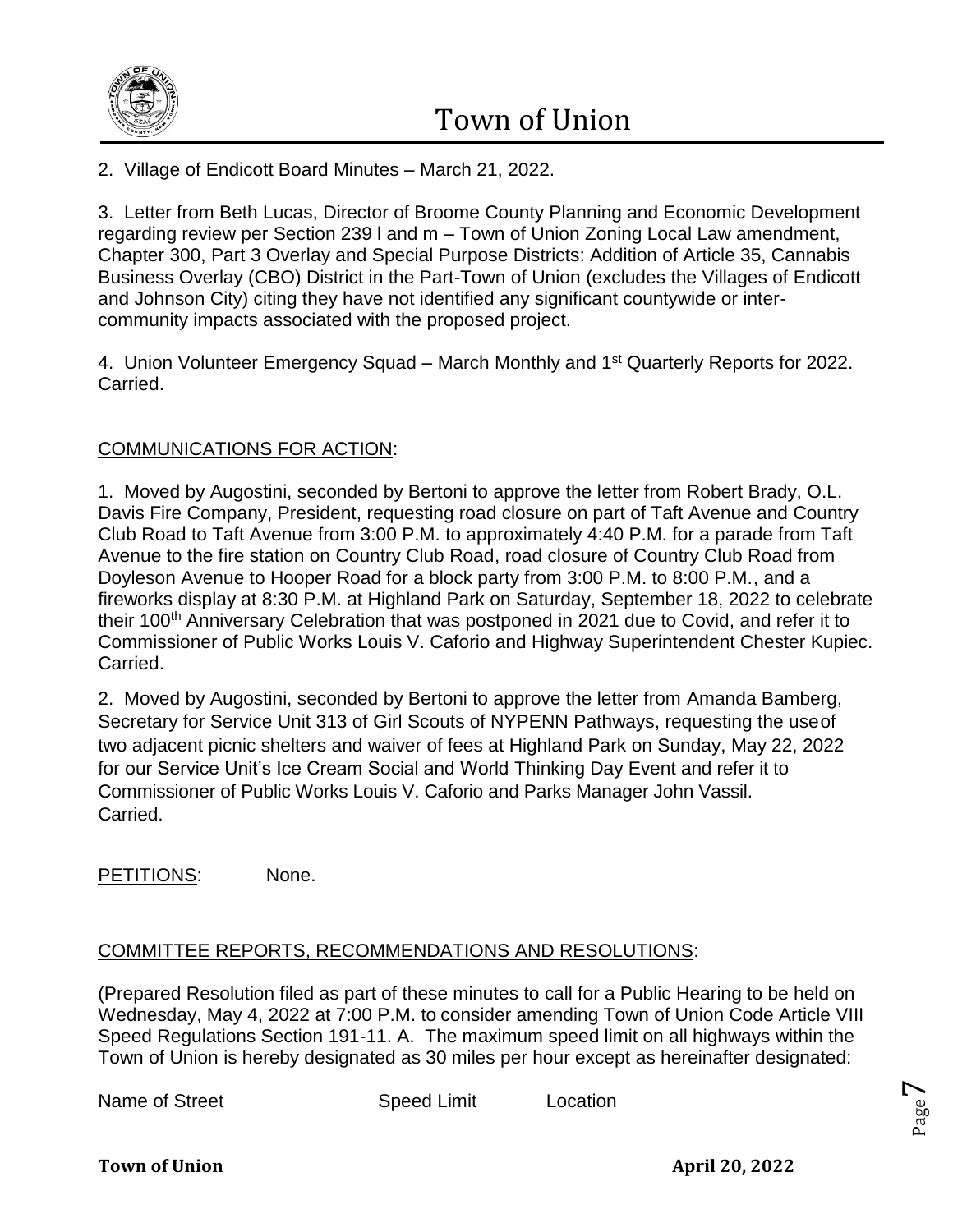2. Village of Endicott Board Minutes – March 21, 2022.

3. Letter from Beth Lucas, Director of Broome County Planning and Economic Development regarding review per Section 239 l and m – Town of Union Zoning Local Law amendment, Chapter 300, Part 3 Overlay and Special Purpose Districts: Addition of Article 35, Cannabis Business Overlay (CBO) District in the Part-Town of Union (excludes the Villages of Endicott and Johnson City) citing they have not identified any significant countywide or inter-community impacts associated with the proposed project.

4. Union Volunteer Emergency Squad – March Monthly and 1st Quarterly Reports for 2022. Carried.

COMMUNICATIONS FOR ACTION:

1. Moved by Augostini, seconded by Bertoni to approve the letter from Robert Brady, O.L. Davis Fire Company, President, requesting road closure on part of Taft Avenue and Country Club Road to Taft Avenue from 3:00 P.M. to approximately 4:40 P.M. for a parade from Taft Avenue to the fire station on Country Club Road, road closure of Country Club Road from Doyleson Avenue to Hooper Road for a block party from 3:00 P.M. to 8:00 P.M., and a fireworks display at 8:30 P.M. at Highland Park on Saturday, September 18, 2022 to celebrate their 100th Anniversary Celebration that was postponed in 2021 due to Covid, and refer it to Commissioner of Public Works Louis V. Caforio and Highway Superintendent Chester Kupiec. Carried.

2. Moved by Augostini, seconded by Bertoni to approve the letter from Amanda Bamberg, Secretary for Service Unit 313 of Girl Scouts of NYPENN Pathways, requesting the use of two adjacent picnic shelters and waiver of fees at Highland Park on Sunday, May 22, 2022 for our Service Unit's Ice Cream Social and World Thinking Day Event and refer it to Commissioner of Public Works Louis V. Caforio and Parks Manager John Vassil. Carried.

PETITIONS: None.

COMMITTEE REPORTS, RECOMMENDATIONS AND RESOLUTIONS:

(Prepared Resolution filed as part of these minutes to call for a Public Hearing to be held on Wednesday, May 4, 2022 at 7:00 P.M. to consider amending Town of Union Code Article VIII Speed Regulations Section 191-11. A. The maximum speed limit on all highways within the Town of Union is hereby designated as 30 miles per hour except as hereinafter designated:

| Name of Street | Speed Limit | Location |
|---|---|---|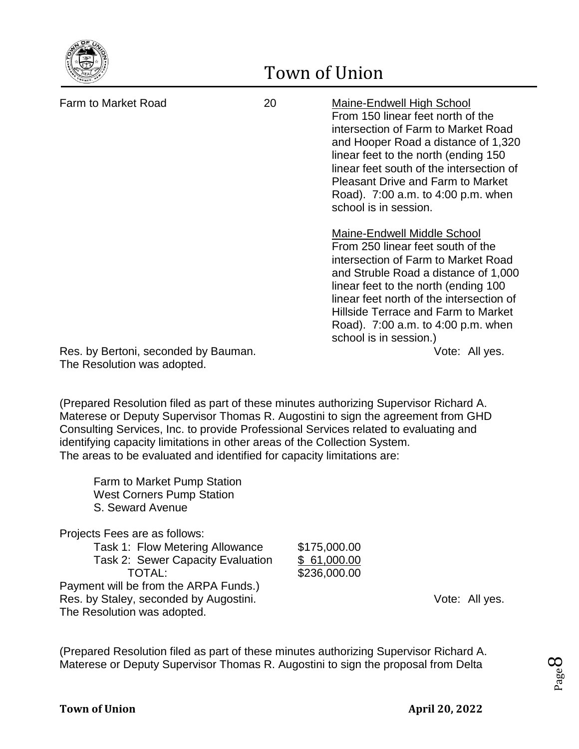| | | |
|---|---|---|
| Farm to Market Road | 20 | <u>Maine-Endwell High School</u> From 150 linear feet north of the intersection of Farm to Market Road and Hooper Road a distance of 1,320 linear feet to the north (ending 150 linear feet south of the intersection of Pleasant Drive and Farm to Market Road). 7:00 a.m. to 4:00 p.m. when school is in session. |
| | | <u>Maine-Endwell Middle School</u> From 250 linear feet south of the intersection of Farm to Market Road and Struble Road a distance of 1,000 linear feet to the north (ending 100 linear feet north of the intersection of Hillside Terrace and Farm to Market Road). 7:00 a.m. to 4:00 p.m. when school is in session.) |

Res. by Bertoni, seconded by Bauman. Vote: All yes.
The Resolution was adopted.

(Prepared Resolution filed as part of these minutes authorizing Supervisor Richard A. Materese or Deputy Supervisor Thomas R. Augostini to sign the agreement from GHD Consulting Services, Inc. to provide Professional Services related to evaluating and identifying capacity limitations in other areas of the Collection System.
The areas to be evaluated and identified for capacity limitations are:

Farm to Market Pump Station
West Corners Pump Station
S. Seward Avenue

Projects Fees are as follows:

| | |
|---|---|
| Task 1: Flow Metering Allowance | \$175,000.00 |
| Task 2: Sewer Capacity Evaluation | <u>\$ 61,000.00</u> |
| TOTAL: | \$236,000.00 |

Payment will be from the ARPA Funds.)
Res. by Staley, seconded by Augostini. Vote: All yes.
The Resolution was adopted.

(Prepared Resolution filed as part of these minutes authorizing Supervisor Richard A. Materese or Deputy Supervisor Thomas R. Augostini to sign the proposal from Delta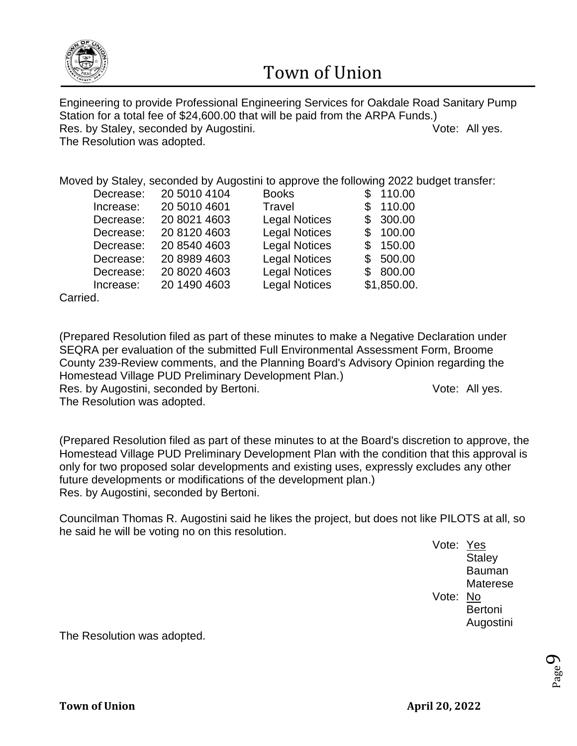Engineering to provide Professional Engineering Services for Oakdale Road Sanitary Pump Station for a total fee of $24,600.00 that will be paid from the ARPA Funds.)
Res. by Staley, seconded by Augostini. Vote: All yes.
The Resolution was adopted.

Moved by Staley, seconded by Augostini to approve the following 2022 budget transfer:

| | | | |
|---|---|---|---|
| Decrease: | 20 5010 4104 | Books | $ 110.00 |
| Increase: | 20 5010 4601 | Travel | $ 110.00 |
| Decrease: | 20 8021 4603 | Legal Notices | $ 300.00 |
| Decrease: | 20 8120 4603 | Legal Notices | $ 100.00 |
| Decrease: | 20 8540 4603 | Legal Notices | $ 150.00 |
| Decrease: | 20 8989 4603 | Legal Notices | $ 500.00 |
| Decrease: | 20 8020 4603 | Legal Notices | $ 800.00 |
| Increase: | 20 1490 4603 | Legal Notices | $1,850.00. |

Carried.

(Prepared Resolution filed as part of these minutes to make a Negative Declaration under SEQRA per evaluation of the submitted Full Environmental Assessment Form, Broome County 239-Review comments, and the Planning Board's Advisory Opinion regarding the Homestead Village PUD Preliminary Development Plan.)
Res. by Augostini, seconded by Bertoni. Vote: All yes.
The Resolution was adopted.

(Prepared Resolution filed as part of these minutes to at the Board's discretion to approve, the Homestead Village PUD Preliminary Development Plan with the condition that this approval is only for two proposed solar developments and existing uses, expressly excludes any other future developments or modifications of the development plan.)
Res. by Augostini, seconded by Bertoni.

Councilman Thomas R. Augostini said he likes the project, but does not like PILOTS at all, so he said he will be voting no on this resolution.

Vote: Yes
Staley
Bauman
Materese

Vote: No
Bertoni
Augostini

The Resolution was adopted.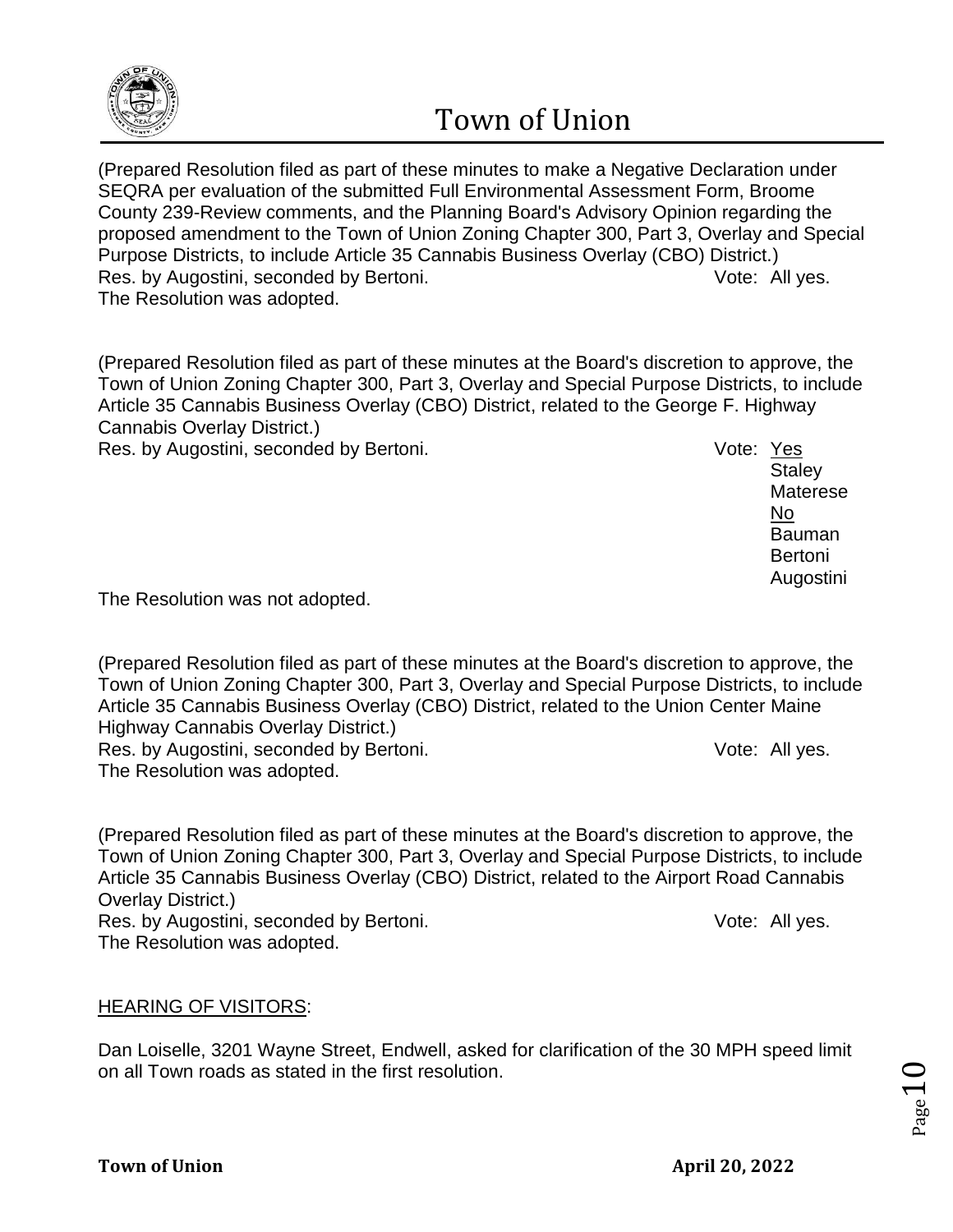(Prepared Resolution filed as part of these minutes to make a Negative Declaration under SEQRA per evaluation of the submitted Full Environmental Assessment Form, Broome County 239-Review comments, and the Planning Board's Advisory Opinion regarding the proposed amendment to the Town of Union Zoning Chapter 300, Part 3, Overlay and Special Purpose Districts, to include Article 35 Cannabis Business Overlay (CBO) District.)
Res. by Augostini, seconded by Bertoni. Vote: All yes.
The Resolution was adopted.

(Prepared Resolution filed as part of these minutes at the Board's discretion to approve, the Town of Union Zoning Chapter 300, Part 3, Overlay and Special Purpose Districts, to include Article 35 Cannabis Business Overlay (CBO) District, related to the George F. Highway Cannabis Overlay District.)
Res. by Augostini, seconded by Bertoni. Vote: Yes
Staley
Materese
No
Bauman
Bertoni
Augostini

The Resolution was not adopted.

(Prepared Resolution filed as part of these minutes at the Board's discretion to approve, the Town of Union Zoning Chapter 300, Part 3, Overlay and Special Purpose Districts, to include Article 35 Cannabis Business Overlay (CBO) District, related to the Union Center Maine Highway Cannabis Overlay District.)
Res. by Augostini, seconded by Bertoni. Vote: All yes.
The Resolution was adopted.

(Prepared Resolution filed as part of these minutes at the Board's discretion to approve, the Town of Union Zoning Chapter 300, Part 3, Overlay and Special Purpose Districts, to include Article 35 Cannabis Business Overlay (CBO) District, related to the Airport Road Cannabis Overlay District.)
Res. by Augostini, seconded by Bertoni. Vote: All yes.
The Resolution was adopted.

HEARING OF VISITORS:

Dan Loiselle, 3201 Wayne Street, Endwell, asked for clarification of the 30 MPH speed limit on all Town roads as stated in the first resolution.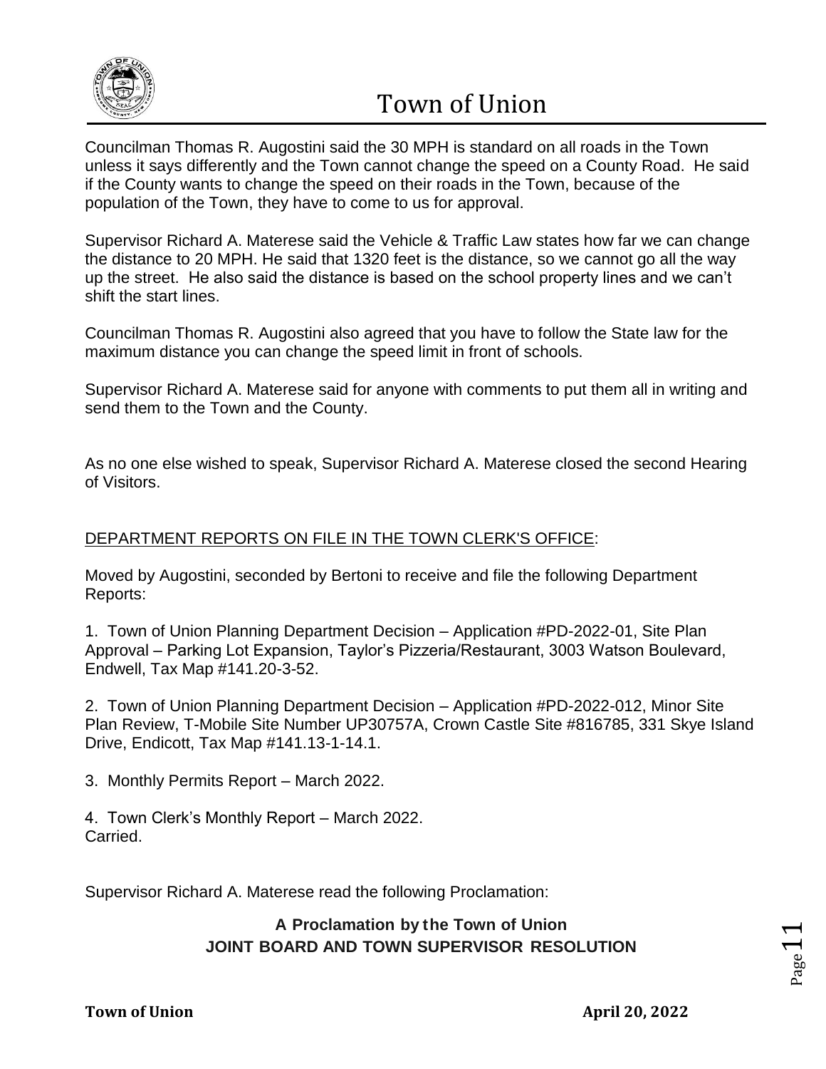Councilman Thomas R. Augostini said the 30 MPH is standard on all roads in the Town unless it says differently and the Town cannot change the speed on a County Road. He said if the County wants to change the speed on their roads in the Town, because of the population of the Town, they have to come to us for approval.

Supervisor Richard A. Materese said the Vehicle & Traffic Law states how far we can change the distance to 20 MPH. He said that 1320 feet is the distance, so we cannot go all the way up the street. He also said the distance is based on the school property lines and we can't shift the start lines.

Councilman Thomas R. Augostini also agreed that you have to follow the State law for the maximum distance you can change the speed limit in front of schools.

Supervisor Richard A. Materese said for anyone with comments to put them all in writing and send them to the Town and the County.

As no one else wished to speak, Supervisor Richard A. Materese closed the second Hearing of Visitors.

DEPARTMENT REPORTS ON FILE IN THE TOWN CLERK'S OFFICE:

Moved by Augostini, seconded by Bertoni to receive and file the following Department Reports:

1. Town of Union Planning Department Decision – Application #PD-2022-01, Site Plan Approval – Parking Lot Expansion, Taylor's Pizzeria/Restaurant, 3003 Watson Boulevard, Endwell, Tax Map #141.20-3-52.

2. Town of Union Planning Department Decision – Application #PD-2022-012, Minor Site Plan Review, T-Mobile Site Number UP30757A, Crown Castle Site #816785, 331 Skye Island Drive, Endicott, Tax Map #141.13-1-14.1.

3. Monthly Permits Report – March 2022.

4. Town Clerk's Monthly Report – March 2022.
Carried.

Supervisor Richard A. Materese read the following Proclamation:

**A Proclamation by the Town of Union**
**JOINT BOARD AND TOWN SUPERVISOR RESOLUTION**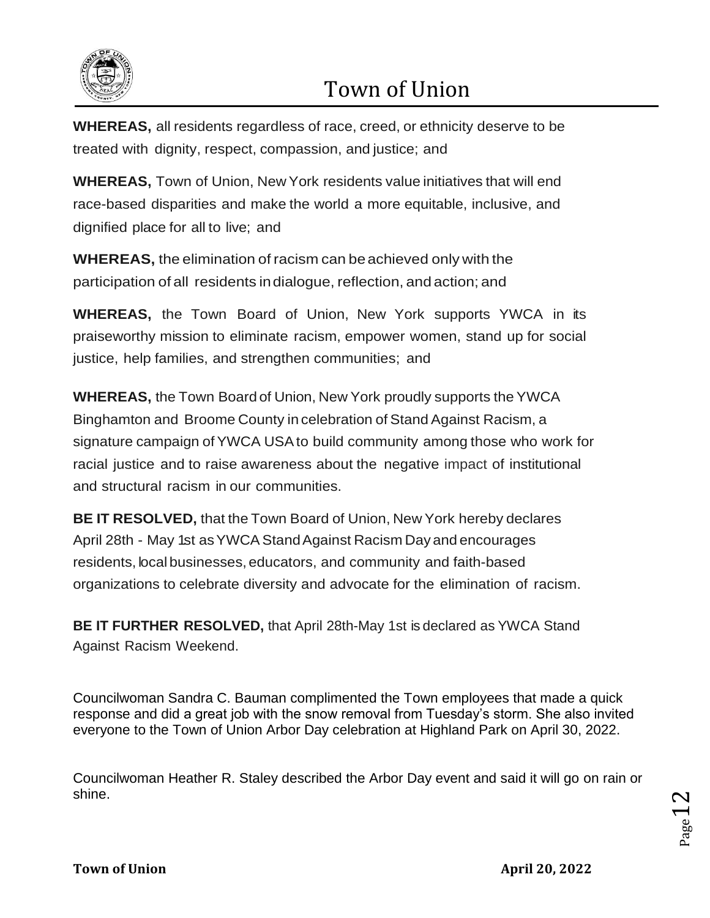**WHEREAS,** all residents regardless of race, creed, or ethnicity deserve to be treated with dignity, respect, compassion, and justice; and

**WHEREAS,** Town of Union, New York residents value initiatives that will end race-based disparities and make the world a more equitable, inclusive, and dignified place for all to live; and

**WHEREAS,** the elimination of racism can be achieved only with the participation of all residents in dialogue, reflection, and action; and

**WHEREAS,** the Town Board of Union, New York supports YWCA in its praiseworthy mission to eliminate racism, empower women, stand up for social justice, help families, and strengthen communities; and

**WHEREAS,** the Town Board of Union, New York proudly supports the YWCA Binghamton and Broome County in celebration of Stand Against Racism, a signature campaign of YWCA USA to build community among those who work for racial justice and to raise awareness about the negative impact of institutional and structural racism in our communities.

**BE IT RESOLVED,** that the Town Board of Union, New York hereby declares April 28th - May 1st as YWCA Stand Against Racism Day and encourages residents, local businesses, educators, and community and faith-based organizations to celebrate diversity and advocate for the elimination of racism.

**BE IT FURTHER RESOLVED,** that April 28th-May 1st is declared as YWCA Stand Against Racism Weekend.

Councilwoman Sandra C. Bauman complimented the Town employees that made a quick response and did a great job with the snow removal from Tuesday's storm. She also invited everyone to the Town of Union Arbor Day celebration at Highland Park on April 30, 2022.

Councilwoman Heather R. Staley described the Arbor Day event and said it will go on rain or shine.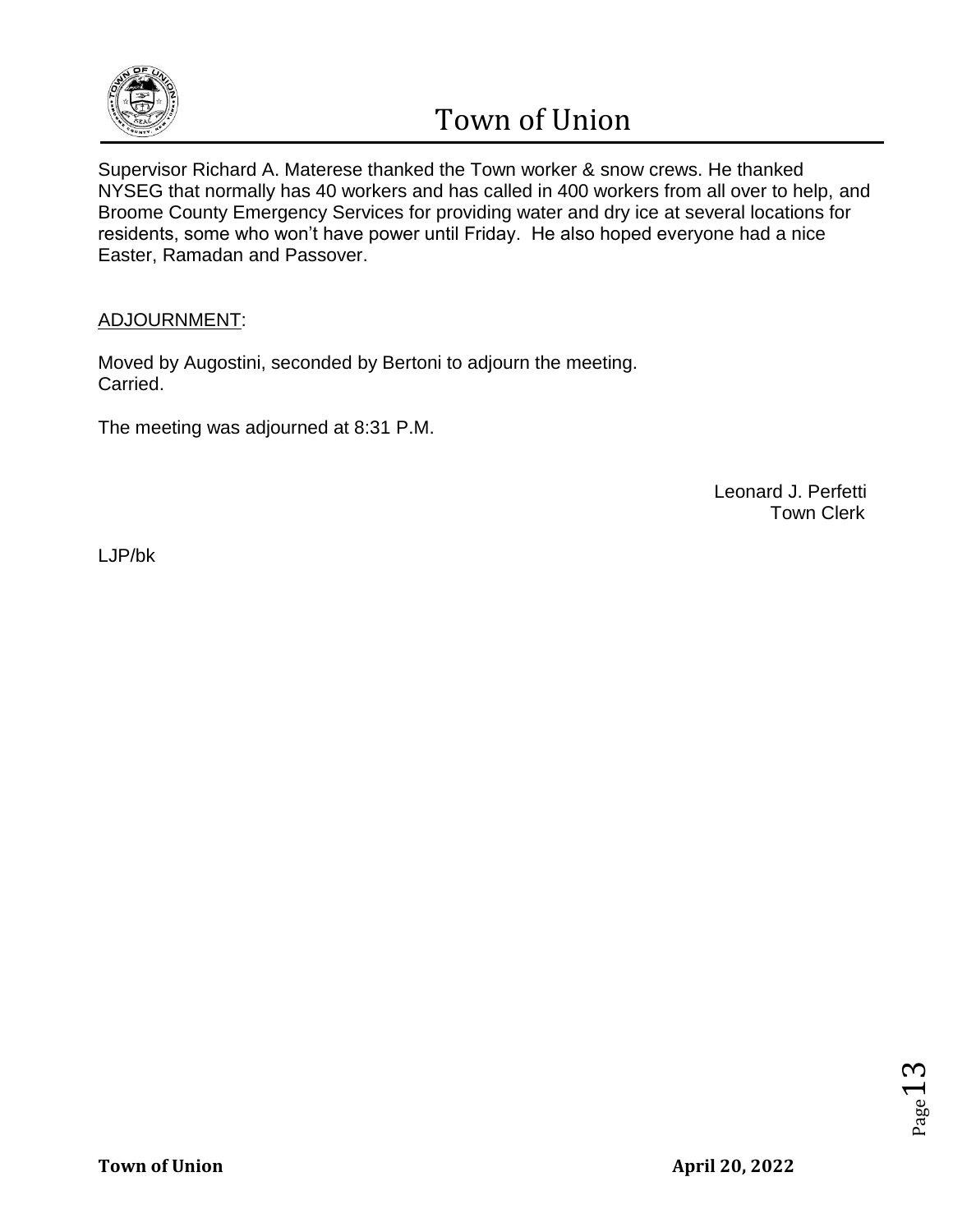Supervisor Richard A. Materese thanked the Town worker & snow crews. He thanked NYSEG that normally has 40 workers and has called in 400 workers from all over to help, and Broome County Emergency Services for providing water and dry ice at several locations for residents, some who won't have power until Friday. He also hoped everyone had a nice Easter, Ramadan and Passover.

ADJOURNMENT:

Moved by Augostini, seconded by Bertoni to adjourn the meeting.
Carried.

The meeting was adjourned at 8:31 P.M.

Leonard J. Perfetti
Town Clerk

LJP/bk